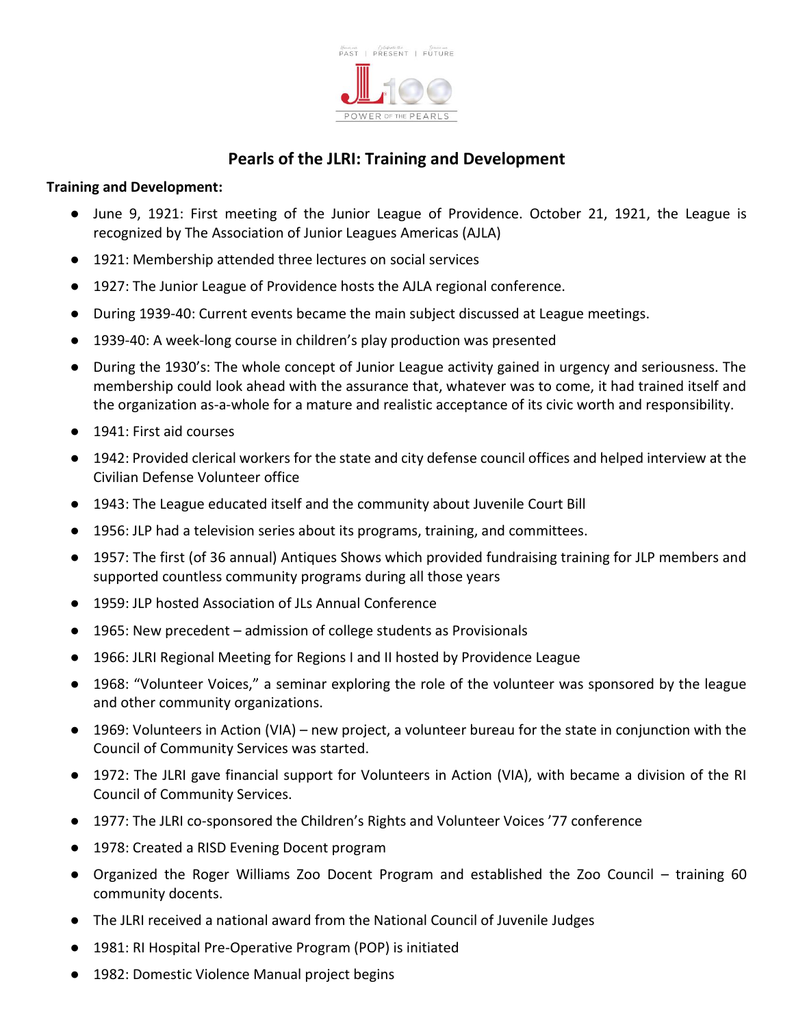# Pearls of the JLRI: Training and Development

**Training and Development:**

- June 9, 1921: First meeting of the Junior League of Providence. October 21, 1921, the League is recognized by The Association of Junior Leagues Americas (AJLA)
- 1921: Membership attended three lectures on social services
- 1927: The Junior League of Providence hosts the AJLA regional conference.
- During 1939-40: Current events became the main subject discussed at League meetings.
- 1939-40: A week-long course in children's play production was presented
- During the 1930's: The whole concept of Junior League activity gained in urgency and seriousness. The membership could look ahead with the assurance that, whatever was to come, it had trained itself and the organization as-a-whole for a mature and realistic acceptance of its civic worth and responsibility.
- 1941: First aid courses
- 1942: Provided clerical workers for the state and city defense council offices and helped interview at the Civilian Defense Volunteer office
- 1943: The League educated itself and the community about Juvenile Court Bill
- 1956: JLP had a television series about its programs, training, and committees.
- 1957: The first (of 36 annual) Antiques Shows which provided fundraising training for JLP members and supported countless community programs during all those years
- 1959: JLP hosted Association of JLs Annual Conference
- 1965: New precedent – admission of college students as Provisionals
- 1966: JLRI Regional Meeting for Regions I and II hosted by Providence League
- 1968: "Volunteer Voices," a seminar exploring the role of the volunteer was sponsored by the league and other community organizations.
- 1969: Volunteers in Action (VIA) – new project, a volunteer bureau for the state in conjunction with the Council of Community Services was started.
- 1972: The JLRI gave financial support for Volunteers in Action (VIA), with became a division of the RI Council of Community Services.
- 1977: The JLRI co-sponsored the Children's Rights and Volunteer Voices '77 conference
- 1978: Created a RISD Evening Docent program
- Organized the Roger Williams Zoo Docent Program and established the Zoo Council – training 60 community docents.
- The JLRI received a national award from the National Council of Juvenile Judges
- 1981: RI Hospital Pre-Operative Program (POP) is initiated
- 1982: Domestic Violence Manual project begins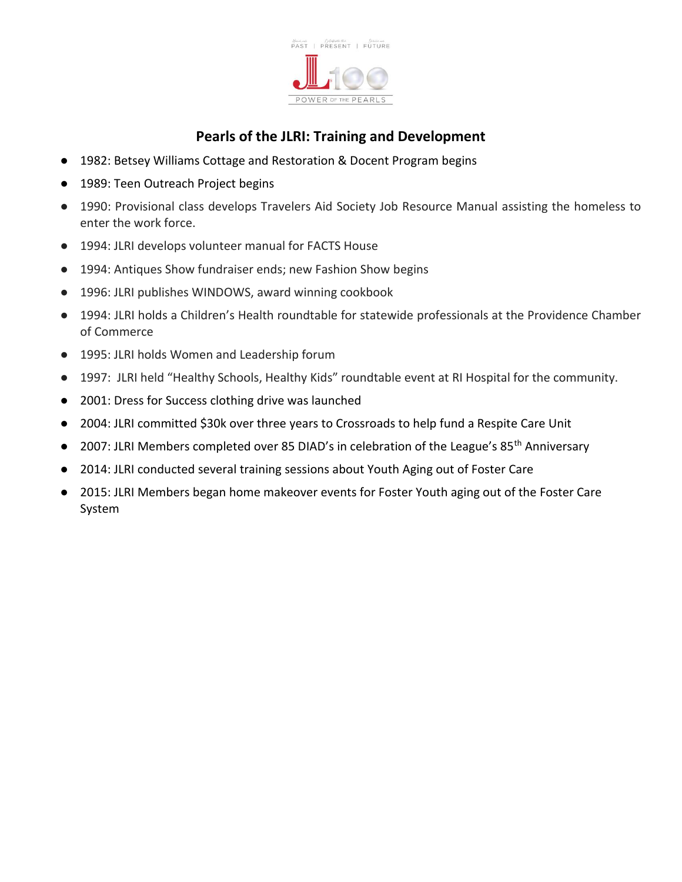## Pearls of the JLRI: Training and Development

- 1982: Betsey Williams Cottage and Restoration & Docent Program begins
- 1989: Teen Outreach Project begins
- 1990: Provisional class develops Travelers Aid Society Job Resource Manual assisting the homeless to enter the work force.
- 1994: JLRI develops volunteer manual for FACTS House
- 1994: Antiques Show fundraiser ends; new Fashion Show begins
- 1996: JLRI publishes WINDOWS, award winning cookbook
- 1994: JLRI holds a Children's Health roundtable for statewide professionals at the Providence Chamber of Commerce
- 1995: JLRI holds Women and Leadership forum
- 1997: JLRI held "Healthy Schools, Healthy Kids" roundtable event at RI Hospital for the community.
- 2001: Dress for Success clothing drive was launched
- 2004: JLRI committed $30k over three years to Crossroads to help fund a Respite Care Unit
- 2007: JLRI Members completed over 85 DIAD's in celebration of the League's 85th Anniversary
- 2014: JLRI conducted several training sessions about Youth Aging out of Foster Care
- 2015: JLRI Members began home makeover events for Foster Youth aging out of the Foster Care System